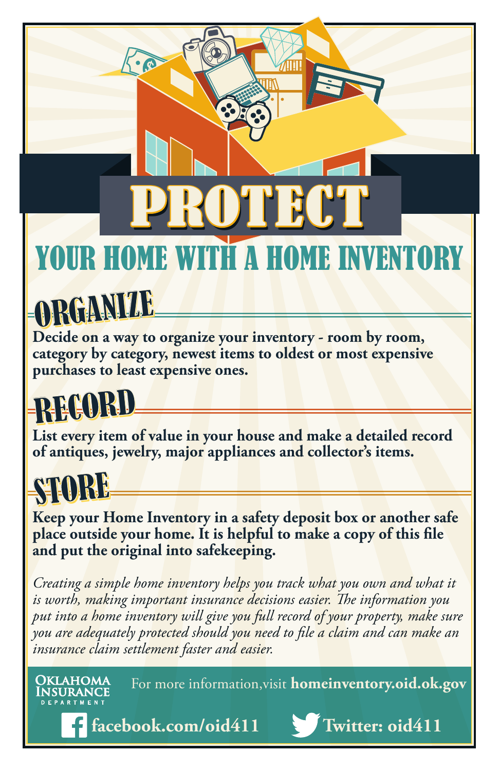# PROTECT

## YOUR HOME WITH A HOME INVENTORY

### ORGANIZE

**Decide on a way to organize your inventory - room by room, category by category, newest items to oldest or most expensive purchases to least expensive ones.**

### RECORD

**List every item of value in your house and make a detailed record of antiques, jewelry, major appliances and collector's items.**

### STORE

**Keep your Home Inventory in a safety deposit box or another safe place outside your home. It is helpful to make a copy of this file and put the original into safekeeping.**

*Creating a simple home inventory helps you track what you own and what it is worth, making important insurance decisions easier. The information you put into a home inventory will give you full record of your property, make sure you are adequately protected should you need to file a claim and can make an insurance claim settlement faster and easier.*

OKLAHOMA INSURANCE DEPARTMENT

For more information,visit **homeinventory.oid.ok.gov**

**facebook.com/oid411** **Twitter: oid411**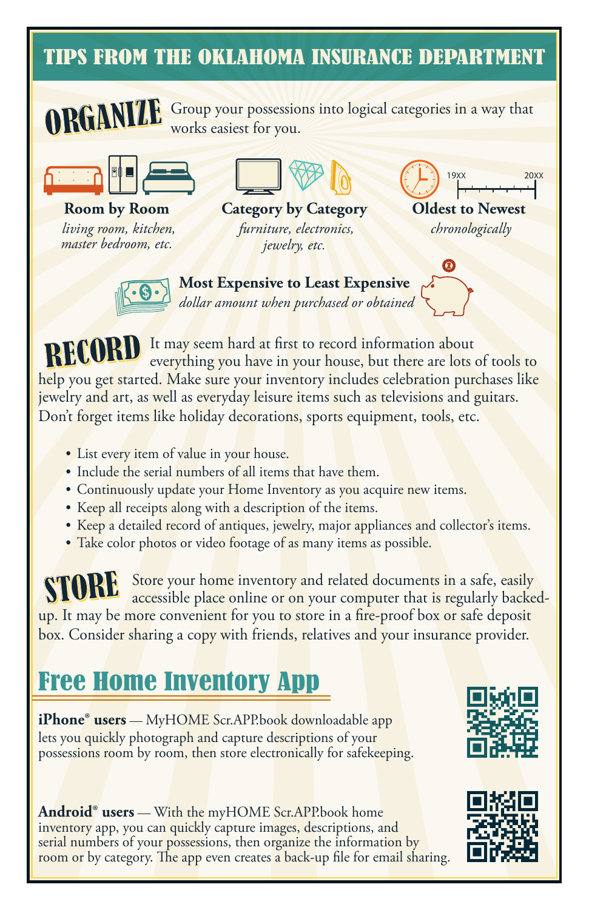# TIPS FROM THE OKLAHOMA INSURANCE DEPARTMENT

## ORGANIZE

Group your possessions into logical categories in a way that works easiest for you.

**Room by Room**
*living room, kitchen, master bedroom, etc.*

**Category by Category**
*furniture, electronics, jewelry, etc.*

19XX 20XX

**Oldest to Newest**
*chronologically*

**Most Expensive to Least Expensive**
*dollar amount when purchased or obtained*

## RECORD

It may seem hard at first to record information about everything you have in your house, but there are lots of tools to help you get started. Make sure your inventory includes celebration purchases like jewelry and art, as well as everyday leisure items such as televisions and guitars. Don't forget items like holiday decorations, sports equipment, tools, etc.

- List every item of value in your house.
- Include the serial numbers of all items that have them.
- Continuously update your Home Inventory as you acquire new items.
- Keep all receipts along with a description of the items.
- Keep a detailed record of antiques, jewelry, major appliances and collector's items.
- Take color photos or video footage of as many items as possible.

## STORE

Store your home inventory and related documents in a safe, easily accessible place online or on your computer that is regularly backed-up. It may be more convenient for you to store in a fire-proof box or safe deposit box. Consider sharing a copy with friends, relatives and your insurance provider.

## Free Home Inventory App

**iPhone® users** — MyHOME Scr.APP.book downloadable app lets you quickly photograph and capture descriptions of your possessions room by room, then store electronically for safekeeping.

**Android® users** — With the myHOME Scr.APP.book home inventory app, you can quickly capture images, descriptions, and serial numbers of your possessions, then organize the information by room or by category. The app even creates a back-up file for email sharing.